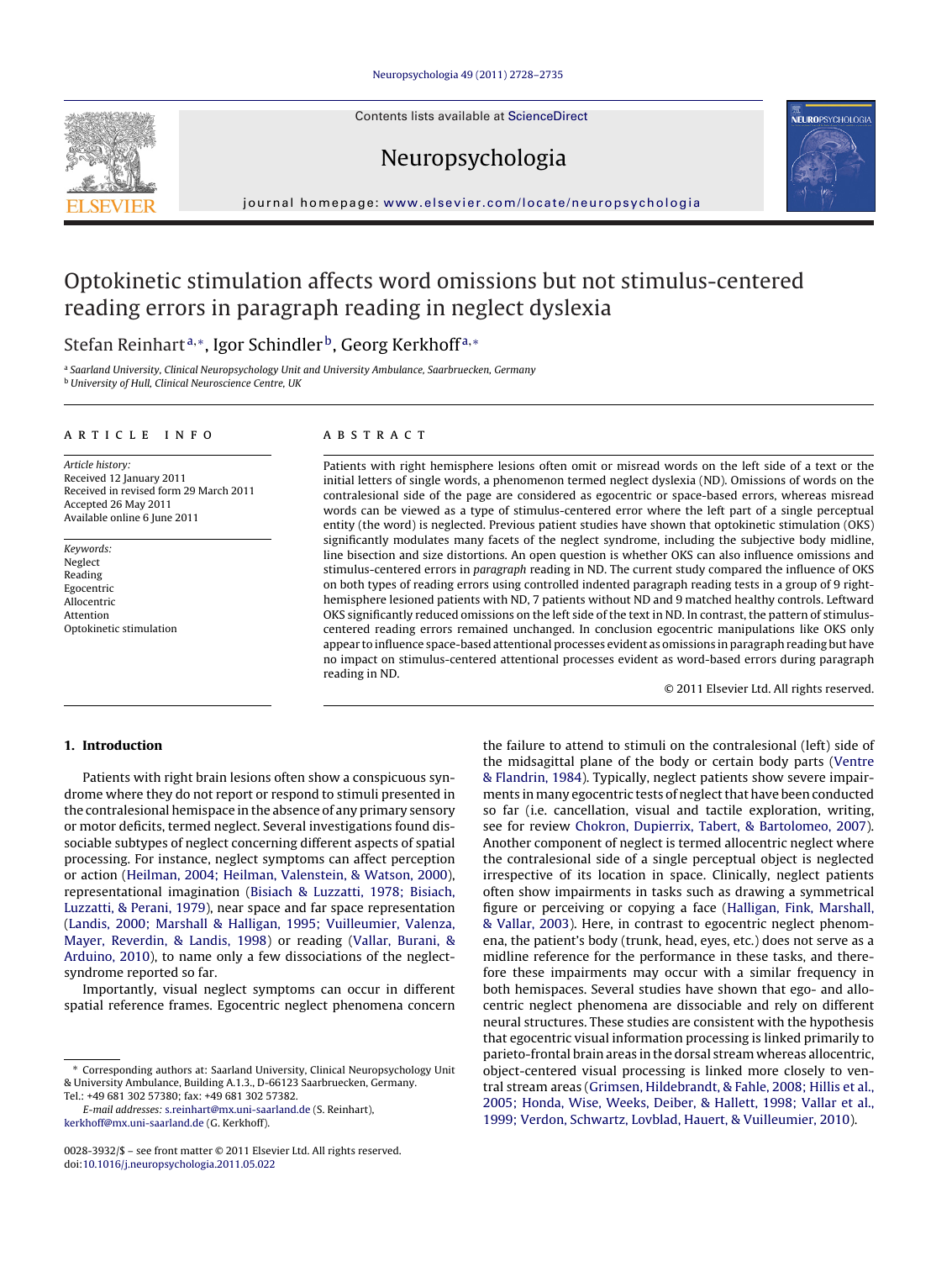# Optokinetic stimulation affects word omissions but not stimulus-centered reading errors in paragraph reading in neglect dyslexia

Stefan Reinhart[a,*], Igor Schindler[b], Georg Kerkhoff[a,*]

[a] Saarland University, Clinical Neuropsychology Unit and University Ambulance, Saarbruecken, Germany
[b] University of Hull, Clinical Neuroscience Centre, UK

## ARTICLE INFO

*Article history:*
Received 12 January 2011
Received in revised form 29 March 2011
Accepted 26 May 2011
Available online 6 June 2011

*Keywords:*
Neglect
Reading
Egocentric
Allocentric
Attention
Optokinetic stimulation

## ABSTRACT

Patients with right hemisphere lesions often omit or misread words on the left side of a text or the initial letters of single words, a phenomenon termed neglect dyslexia (ND). Omissions of words on the contralesional side of the page are considered as egocentric or space-based errors, whereas misread words can be viewed as a type of stimulus-centered error where the left part of a single perceptual entity (the word) is neglected. Previous patient studies have shown that optokinetic stimulation (OKS) significantly modulates many facets of the neglect syndrome, including the subjective body midline, line bisection and size distortions. An open question is whether OKS can also influence omissions and stimulus-centered errors in *paragraph* reading in ND. The current study compared the influence of OKS on both types of reading errors using controlled indented paragraph reading tests in a group of 9 right-hemisphere lesioned patients with ND, 7 patients without ND and 9 matched healthy controls. Leftward OKS significantly reduced omissions on the left side of the text in ND. In contrast, the pattern of stimulus-centered reading errors remained unchanged. In conclusion egocentric manipulations like OKS only appear to influence space-based attentional processes evident as omissions in paragraph reading but have no impact on stimulus-centered attentional processes evident as word-based errors during paragraph reading in ND.

© 2011 Elsevier Ltd. All rights reserved.

## 1. Introduction

Patients with right brain lesions often show a conspicuous syndrome where they do not report or respond to stimuli presented in the contralesional hemispace in the absence of any primary sensory or motor deficits, termed neglect. Several investigations found dissociable subtypes of neglect concerning different aspects of spatial processing. For instance, neglect symptoms can affect perception or action (Heilman, 2004; Heilman, Valenstein, & Watson, 2000), representational imagination (Bisiach & Luzzatti, 1978; Bisiach, Luzzatti, & Perani, 1979), near space and far space representation (Landis, 2000; Marshall & Halligan, 1995; Vuilleumier, Valenza, Mayer, Reverdin, & Landis, 1998) or reading (Vallar, Burani, & Arduino, 2010), to name only a few dissociations of the neglect-syndrome reported so far.

Importantly, visual neglect symptoms can occur in different spatial reference frames. Egocentric neglect phenomena concern the failure to attend to stimuli on the contralesional (left) side of the midsagittal plane of the body or certain body parts (Ventre & Flandrin, 1984). Typically, neglect patients show severe impairments in many egocentric tests of neglect that have been conducted so far (i.e. cancellation, visual and tactile exploration, writing, see for review Chokron, Dupierrix, Tabert, & Bartolomeo, 2007). Another component of neglect is termed allocentric neglect where the contralesional side of a single perceptual object is neglected irrespective of its location in space. Clinically, neglect patients often show impairments in tasks such as drawing a symmetrical figure or perceiving or copying a face (Halligan, Fink, Marshall, & Vallar, 2003). Here, in contrast to egocentric neglect phenomena, the patient's body (trunk, head, eyes, etc.) does not serve as a midline reference for the performance in these tasks, and therefore these impairments may occur with a similar frequency in both hemispaces. Several studies have shown that ego- and allocentric neglect phenomena are dissociable and rely on different neural structures. These studies are consistent with the hypothesis that egocentric visual information processing is linked primarily to parieto-frontal brain areas in the dorsal stream whereas allocentric, object-centered visual processing is linked more closely to ventral stream areas (Grimsen, Hildebrandt, & Fahle, 2008; Hillis et al., 2005; Honda, Wise, Weeks, Deiber, & Hallett, 1998; Vallar et al., 1999; Verdon, Schwartz, Lovblad, Hauert, & Vuilleumier, 2010).

\* Corresponding authors at: Saarland University, Clinical Neuropsychology Unit & University Ambulance, Building A.1.3., D-66123 Saarbruecken, Germany. Tel.: +49 681 302 57380; fax: +49 681 302 57382.
*E-mail addresses:* s.reinhart@mx.uni-saarland.de (S. Reinhart), kerkhoff@mx.uni-saarland.de (G. Kerkhoff).

0028-3932/$ – see front matter © 2011 Elsevier Ltd. All rights reserved.
doi:10.1016/j.neuropsychologia.2011.05.022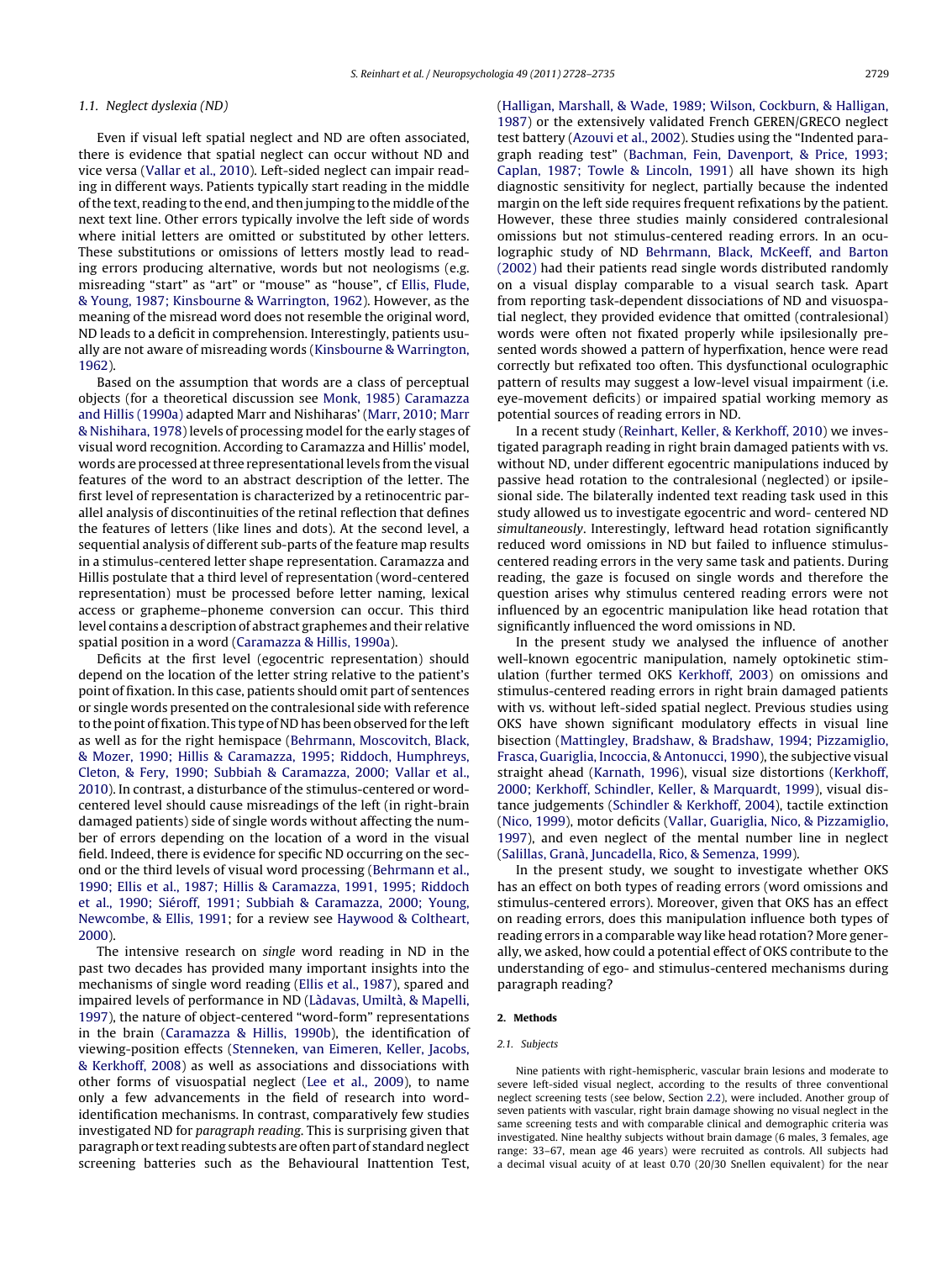### 1.1. Neglect dyslexia (ND)

Even if visual left spatial neglect and ND are often associated, there is evidence that spatial neglect can occur without ND and vice versa (Vallar et al., 2010). Left-sided neglect can impair reading in different ways. Patients typically start reading in the middle of the text, reading to the end, and then jumping to the middle of the next text line. Other errors typically involve the left side of words where initial letters are omitted or substituted by other letters. These substitutions or omissions of letters mostly lead to reading errors producing alternative, words but not neologisms (e.g. misreading "start" as "art" or "mouse" as "house", cf Ellis, Flude, & Young, 1987; Kinsbourne & Warrington, 1962). However, as the meaning of the misread word does not resemble the original word, ND leads to a deficit in comprehension. Interestingly, patients usually are not aware of misreading words (Kinsbourne & Warrington, 1962).

Based on the assumption that words are a class of perceptual objects (for a theoretical discussion see Monk, 1985) Caramazza and Hillis (1990a) adapted Marr and Nishiharas' (Marr, 2010; Marr & Nishihara, 1978) levels of processing model for the early stages of visual word recognition. According to Caramazza and Hillis' model, words are processed at three representational levels from the visual features of the word to an abstract description of the letter. The first level of representation is characterized by a retinocentric parallel analysis of discontinuities of the retinal reflection that defines the features of letters (like lines and dots). At the second level, a sequential analysis of different sub-parts of the feature map results in a stimulus-centered letter shape representation. Caramazza and Hillis postulate that a third level of representation (word-centered representation) must be processed before letter naming, lexical access or grapheme–phoneme conversion can occur. This third level contains a description of abstract graphemes and their relative spatial position in a word (Caramazza & Hillis, 1990a).

Deficits at the first level (egocentric representation) should depend on the location of the letter string relative to the patient's point of fixation. In this case, patients should omit part of sentences or single words presented on the contralesional side with reference to the point of fixation. This type of ND has been observed for the left as well as for the right hemispace (Behrmann, Moscovitch, Black, & Mozer, 1990; Hillis & Caramazza, 1995; Riddoch, Humphreys, Cleton, & Fery, 1990; Subbiah & Caramazza, 2000; Vallar et al., 2010). In contrast, a disturbance of the stimulus-centered or word-centered level should cause misreadings of the left (in right-brain damaged patients) side of single words without affecting the number of errors depending on the location of a word in the visual field. Indeed, there is evidence for specific ND occurring on the second or the third levels of visual word processing (Behrmann et al., 1990; Ellis et al., 1987; Hillis & Caramazza, 1991, 1995; Riddoch et al., 1990; Siéroff, 1991; Subbiah & Caramazza, 2000; Young, Newcombe, & Ellis, 1991; for a review see Haywood & Coltheart, 2000).

The intensive research on *single* word reading in ND in the past two decades has provided many important insights into the mechanisms of single word reading (Ellis et al., 1987), spared and impaired levels of performance in ND (Làdavas, Umiltà, & Mapelli, 1997), the nature of object-centered "word-form" representations in the brain (Caramazza & Hillis, 1990b), the identification of viewing-position effects (Stenneken, van Eimeren, Keller, Jacobs, & Kerkhoff, 2008) as well as associations and dissociations with other forms of visuospatial neglect (Lee et al., 2009), to name only a few advancements in the field of research into word-identification mechanisms. In contrast, comparatively few studies investigated ND for *paragraph reading*. This is surprising given that paragraph or text reading subtests are often part of standard neglect screening batteries such as the Behavioural Inattention Test, (Halligan, Marshall, & Wade, 1989; Wilson, Cockburn, & Halligan, 1987) or the extensively validated French GEREN/GRECO neglect test battery (Azouvi et al., 2002). Studies using the "Indented paragraph reading test" (Bachman, Fein, Davenport, & Price, 1993; Caplan, 1987; Towle & Lincoln, 1991) all have shown its high diagnostic sensitivity for neglect, partially because the indented margin on the left side requires frequent refixations by the patient. However, these three studies mainly considered contralesional omissions but not stimulus-centered reading errors. In an oculographic study of ND Behrmann, Black, McKeeff, and Barton (2002) had their patients read single words distributed randomly on a visual display comparable to a visual search task. Apart from reporting task-dependent dissociations of ND and visuospatial neglect, they provided evidence that omitted (contralesional) words were often not fixated properly while ipsilesionally presented words showed a pattern of hyperfixation, hence were read correctly but refixated too often. This dysfunctional oculographic pattern of results may suggest a low-level visual impairment (i.e. eye-movement deficits) or impaired spatial working memory as potential sources of reading errors in ND.

In a recent study (Reinhart, Keller, & Kerkhoff, 2010) we investigated paragraph reading in right brain damaged patients with vs. without ND, under different egocentric manipulations induced by passive head rotation to the contralesional (neglected) or ipsilesional side. The bilaterally indented text reading task used in this study allowed us to investigate egocentric and word- centered ND *simultaneously*. Interestingly, leftward head rotation significantly reduced word omissions in ND but failed to influence stimulus-centered reading errors in the very same task and patients. During reading, the gaze is focused on single words and therefore the question arises why stimulus centered reading errors were not influenced by an egocentric manipulation like head rotation that significantly influenced the word omissions in ND.

In the present study we analysed the influence of another well-known egocentric manipulation, namely optokinetic stimulation (further termed OKS Kerkhoff, 2003) on omissions and stimulus-centered reading errors in right brain damaged patients with vs. without left-sided spatial neglect. Previous studies using OKS have shown significant modulatory effects in visual line bisection (Mattingley, Bradshaw, & Bradshaw, 1994; Pizzamiglio, Frasca, Guariglia, Incoccia, & Antonucci, 1990), the subjective visual straight ahead (Karnath, 1996), visual size distortions (Kerkhoff, 2000; Kerkhoff, Schindler, Keller, & Marquardt, 1999), visual distance judgements (Schindler & Kerkhoff, 2004), tactile extinction (Nico, 1999), motor deficits (Vallar, Guariglia, Nico, & Pizzamiglio, 1997), and even neglect of the mental number line in neglect (Salillas, Granà, Juncadella, Rico, & Semenza, 1999).

In the present study, we sought to investigate whether OKS has an effect on both types of reading errors (word omissions and stimulus-centered errors). Moreover, given that OKS has an effect on reading errors, does this manipulation influence both types of reading errors in a comparable way like head rotation? More generally, we asked, how could a potential effect of OKS contribute to the understanding of ego- and stimulus-centered mechanisms during paragraph reading?

## 2. Methods

### 2.1. Subjects

Nine patients with right-hemispheric, vascular brain lesions and moderate to severe left-sided visual neglect, according to the results of three conventional neglect screening tests (see below, Section 2.2), were included. Another group of seven patients with vascular, right brain damage showing no visual neglect in the same screening tests and with comparable clinical and demographic criteria was investigated. Nine healthy subjects without brain damage (6 males, 3 females, age range: 33–67, mean age 46 years) were recruited as controls. All subjects had a decimal visual acuity of at least 0.70 (20/30 Snellen equivalent) for the near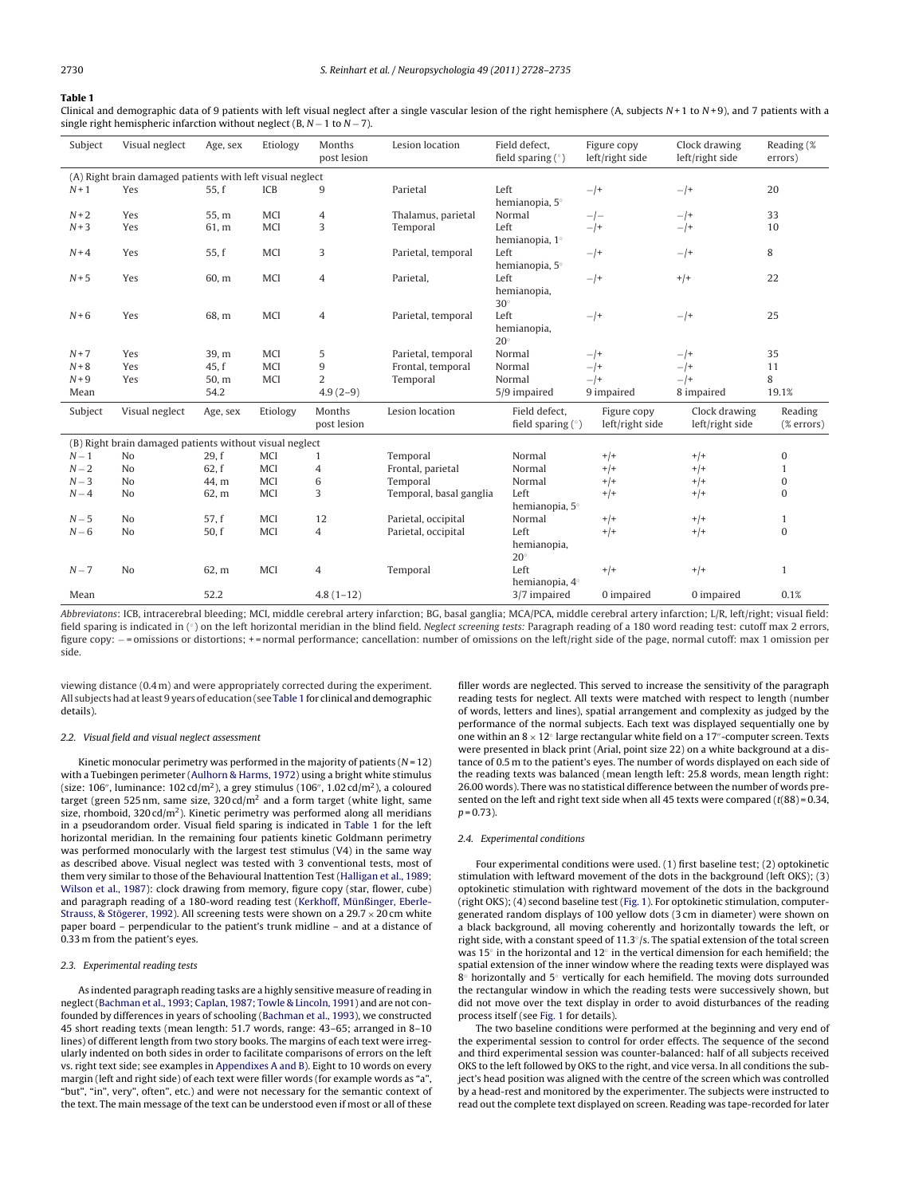**Table 1**

Clinical and demographic data of 9 patients with left visual neglect after a single vascular lesion of the right hemisphere (A, subjects N+1 to N+9), and 7 patients with a single right hemispheric infarction without neglect (B, N−1 to N−7).

| Subject | Visual neglect | Age, sex | Etiology | Months post lesion | Lesion location | Field defect, field sparing (°) | Figure copy left/right side | Clock drawing left/right side | Reading (% errors) |
|---|---|---|---|---|---|---|---|---|---|
| (A) Right brain damaged patients with left visual neglect | | | | | | | | | |
| N+1 | Yes | 55, f | ICB | 9 | Parietal | Left hemianopia, 5° | −/+ | −/+ | 20 |
| N+2 | Yes | 55, m | MCI | 4 | Thalamus, parietal | Normal | −/− | −/+ | 33 |
| N+3 | Yes | 61, m | MCI | 3 | Temporal | Left hemianopia, 1° | −/+ | −/+ | 10 |
| N+4 | Yes | 55, f | MCI | 3 | Parietal, temporal | Left hemianopia, 5° | −/+ | −/+ | 8 |
| N+5 | Yes | 60, m | MCI | 4 | Parietal, | Left hemianopia, 30° | −/+ | +/+ | 22 |
| N+6 | Yes | 68, m | MCI | 4 | Parietal, temporal | Left hemianopia, 20° | −/+ | −/+ | 25 |
| N+7 | Yes | 39, m | MCI | 5 | Parietal, temporal | Normal | −/+ | −/+ | 35 |
| N+8 | Yes | 45, f | MCI | 9 | Frontal, temporal | Normal | −/+ | −/+ | 11 |
| N+9 | Yes | 50, m | MCI | 2 | Temporal | Normal | −/+ | −/+ | 8 |
| Mean | | 54.2 | | 4.9 (2–9) | | 5/9 impaired | 9 impaired | 8 impaired | 19.1% |
| **Subject** | **Visual neglect** | **Age, sex** | **Etiology** | **Months post lesion** | **Lesion location** | **Field defect, field sparing (°)** | **Figure copy left/right side** | **Clock drawing left/right side** | **Reading (% errors)** |
| (B) Right brain damaged patients without visual neglect | | | | | | | | | |
| N−1 | No | 29, f | MCI | 1 | Temporal | Normal | +/+ | +/+ | 0 |
| N−2 | No | 62, f | MCI | 4 | Frontal, parietal | Normal | +/+ | +/+ | 1 |
| N−3 | No | 44, m | MCI | 6 | Temporal | Normal | +/+ | +/+ | 0 |
| N−4 | No | 62, m | MCI | 3 | Temporal, basal ganglia | Left hemianopia, 5° | +/+ | +/+ | 0 |
| N−5 | No | 57, f | MCI | 12 | Parietal, occipital | Normal | +/+ | +/+ | 1 |
| N−6 | No | 50, f | MCI | 4 | Parietal, occipital | Left hemianopia, 20° | +/+ | +/+ | 0 |
| N−7 | No | 62, m | MCI | 4 | Temporal | Left hemianopia, 4° | +/+ | +/+ | 1 |
| Mean | | 52.2 | | 4.8 (1–12) | | 3/7 impaired | 0 impaired | 0 impaired | 0.1% |

*Abbreviatons*: ICB, intracerebral bleeding; MCI, middle cerebral artery infarction; BG, basal ganglia; MCA/PCA, middle cerebral artery infarction; L/R, left/right; visual field: field sparing is indicated in (°) on the left horizontal meridian in the blind field. *Neglect screening tests:* Paragraph reading of a 180 word reading test: cutoff max 2 errors, figure copy: − = omissions or distortions; + = normal performance; cancellation: number of omissions on the left/right side of the page, normal cutoff: max 1 omission per side.

viewing distance (0.4 m) and were appropriately corrected during the experiment. All subjects had at least 9 years of education (see Table 1 for clinical and demographic details).

### 2.2. Visual field and visual neglect assessment

Kinetic monocular perimetry was performed in the majority of patients (N = 12) with a Tuebingen perimeter (Aulhorn & Harms, 1972) using a bright white stimulus (size: 106″, luminance: 102 cd/m$^2$), a grey stimulus (106″, 1.02 cd/m$^2$), a coloured target (green 525 nm, same size, 320 cd/m$^2$ and a form target (white light, same size, rhomboid, 320 cd/m$^2$). Kinetic perimetry was performed along all meridians in a pseudorandom order. Visual field sparing is indicated in Table 1 for the left horizontal meridian. In the remaining four patients kinetic Goldmann perimetry was performed monocularly with the largest test stimulus (V4) in the same way as described above. Visual neglect was tested with 3 conventional tests, most of them very similar to those of the Behavioural Inattention Test (Halligan et al., 1989; Wilson et al., 1987): clock drawing from memory, figure copy (star, flower, cube) and paragraph reading of a 180-word reading test (Kerkhoff, Münßinger, Eberle-Strauss, & Stögerer, 1992). All screening tests were shown on a 29.7 × 20 cm white paper board – perpendicular to the patient's trunk midline – and at a distance of 0.33 m from the patient's eyes.

### 2.3. Experimental reading tests

As indented paragraph reading tasks are a highly sensitive measure of reading in neglect (Bachman et al., 1993; Caplan, 1987; Towle & Lincoln, 1991) and are not confounded by differences in years of schooling (Bachman et al., 1993), we constructed 45 short reading texts (mean length: 51.7 words, range: 43–65; arranged in 8–10 lines) of different length from two story books. The margins of each text were irregularly indented on both sides in order to facilitate comparisons of errors on the left vs. right text side; see examples in Appendixes A and B). Eight to 10 words on every margin (left and right side) of each text were filler words (for example words as "a", "but", "in", very", often", etc.) and were not necessary for the semantic context of the text. The main message of the text can be understood even if most or all of these filler words are neglected. This served to increase the sensitivity of the paragraph reading tests for neglect. All texts were matched with respect to length (number of words, letters and lines), spatial arrangement and complexity as judged by the performance of the normal subjects. Each text was displayed sequentially one by one within an 8 × 12° large rectangular white field on a 17″-computer screen. Texts were presented in black print (Arial, point size 22) on a white background at a distance of 0.5 m to the patient's eyes. The number of words displayed on each side of the reading texts was balanced (mean length left: 25.8 words, mean length right: 26.00 words). There was no statistical difference between the number of words presented on the left and right text side when all 45 texts were compared ($t(88) = 0.34$, $p = 0.73$).

### 2.4. Experimental conditions

Four experimental conditions were used. (1) first baseline test; (2) optokinetic stimulation with leftward movement of the dots in the background (left OKS); (3) optokinetic stimulation with rightward movement of the dots in the background (right OKS); (4) second baseline test (Fig. 1). For optokinetic stimulation, computer-generated random displays of 100 yellow dots (3 cm in diameter) were shown on a black background, all moving coherently and horizontally towards the left, or right side, with a constant speed of 11.3°/s. The spatial extension of the total screen was 15° in the horizontal and 12° in the vertical dimension for each hemifield; the spatial extension of the inner window where the reading texts were displayed was 8° horizontally and 5° vertically for each hemifield. The moving dots surrounded the rectangular window in which the reading tests were successively shown, but did not move over the text display in order to avoid disturbances of the reading process itself (see Fig. 1 for details).

The two baseline conditions were performed at the beginning and very end of the experimental session to control for order effects. The sequence of the second and third experimental session was counter-balanced: half of all subjects received OKS to the left followed by OKS to the right, and vice versa. In all conditions the subject's head position was aligned with the centre of the screen which was controlled by a head-rest and monitored by the experimenter. The subjects were instructed to read out the complete text displayed on screen. Reading was tape-recorded for later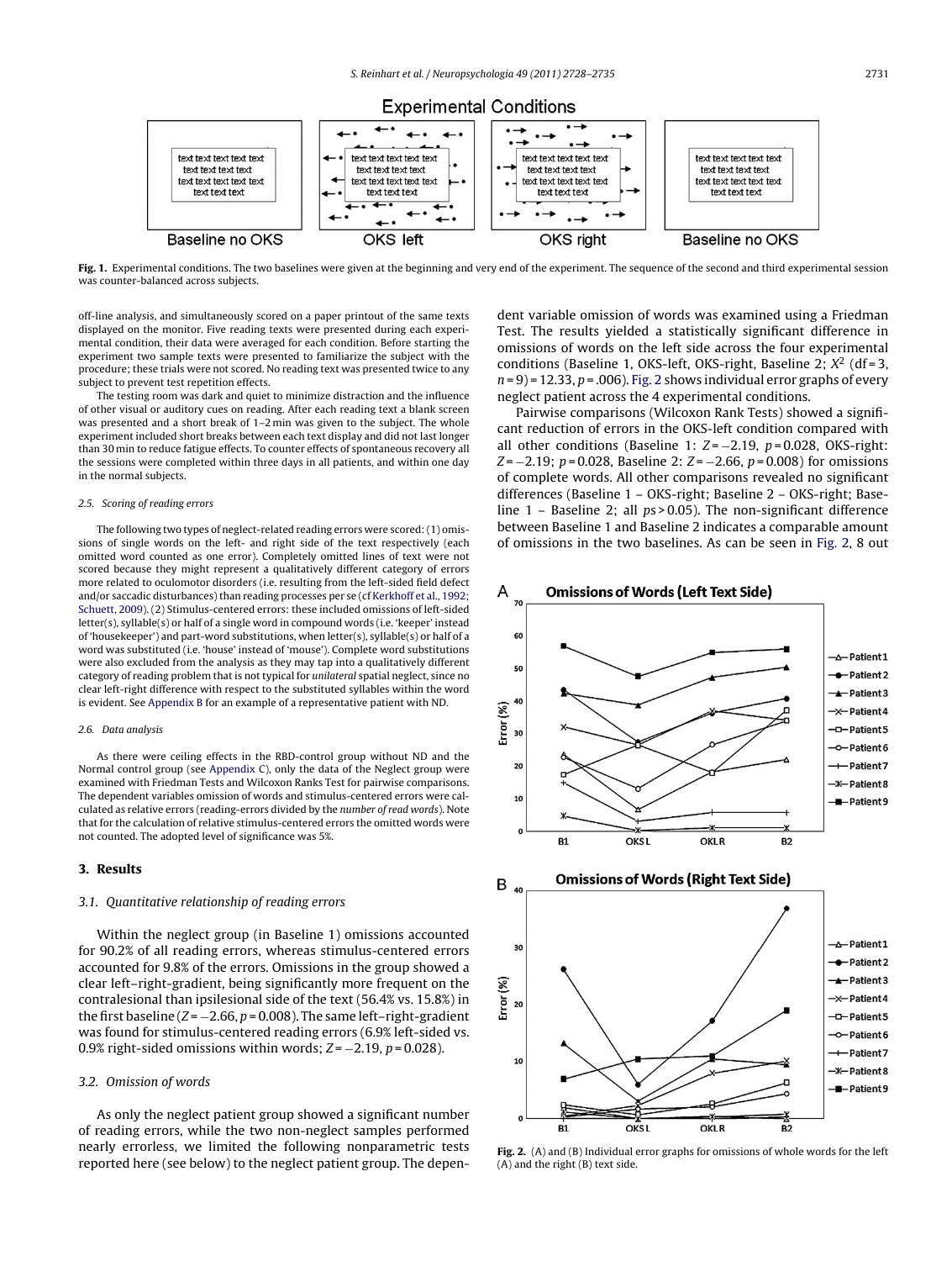Experimental Conditions

Baseline no OKS

OKS left

OKS right

Baseline no OKS

text text text text text
text text text text
text text text text text
text text text

**Fig. 1.** Experimental conditions. The two baselines were given at the beginning and very end of the experiment. The sequence of the second and third experimental session was counter-balanced across subjects.

off-line analysis, and simultaneously scored on a paper printout of the same texts displayed on the monitor. Five reading texts were presented during each experimental condition, their data were averaged for each condition. Before starting the experiment two sample texts were presented to familiarize the subject with the procedure; these trials were not scored. No reading text was presented twice to any subject to prevent test repetition effects.

The testing room was dark and quiet to minimize distraction and the influence of other visual or auditory cues on reading. After each reading text a blank screen was presented and a short break of 1–2 min was given to the subject. The whole experiment included short breaks between each text display and did not last longer than 30 min to reduce fatigue effects. To counter effects of spontaneous recovery all the sessions were completed within three days in all patients, and within one day in the normal subjects.

### 2.5. Scoring of reading errors

The following two types of neglect-related reading errors were scored: (1) omissions of single words on the left- and right side of the text respectively (each omitted word counted as one error). Completely omitted lines of text were not scored because they might represent a qualitatively different category of errors more related to oculomotor disorders (i.e. resulting from the left-sided field defect and/or saccadic disturbances) than reading processes per se (cf Kerkhoff et al., 1992; Schuett, 2009). (2) Stimulus-centered errors: these included omissions of left-sided letter(s), syllable(s) or half of a single word in compound words (i.e. 'keeper' instead of 'housekeeper') and part-word substitutions, when letter(s), syllable(s) or half of a word was substituted (i.e. 'house' instead of 'mouse'). Complete word substitutions were also excluded from the analysis as they may tap into a qualitatively different category of reading problem that is not typical for *unilateral* spatial neglect, since no clear left-right difference with respect to the substituted syllables within the word is evident. See Appendix B for an example of a representative patient with ND.

### 2.6. Data analysis

As there were ceiling effects in the RBD-control group without ND and the Normal control group (see Appendix C), only the data of the Neglect group were examined with Friedman Tests and Wilcoxon Ranks Test for pairwise comparisons. The dependent variables omission of words and stimulus-centered errors were calculated as relative errors (reading-errors divided by the *number of read words*). Note that for the calculation of relative stimulus-centered errors the omitted words were not counted. The adopted level of significance was 5%.

## 3. Results

### 3.1. Quantitative relationship of reading errors

Within the neglect group (in Baseline 1) omissions accounted for 90.2% of all reading errors, whereas stimulus-centered errors accounted for 9.8% of the errors. Omissions in the group showed a clear left–right-gradient, being significantly more frequent on the contralesional than ipsilesional side of the text (56.4% vs. 15.8%) in the first baseline ($Z = -2.66$, $p = 0.008$). The same left–right-gradient was found for stimulus-centered reading errors (6.9% left-sided vs. 0.9% right-sided omissions within words; $Z = -2.19$, $p = 0.028$).

### 3.2. Omission of words

As only the neglect patient group showed a significant number of reading errors, while the two non-neglect samples performed nearly errorless, we limited the following nonparametric tests reported here (see below) to the neglect patient group. The dependent variable omission of words was examined using a Friedman Test. The results yielded a statistically significant difference in omissions of words on the left side across the four experimental conditions (Baseline 1, OKS-left, OKS-right, Baseline 2; $X^2$ (df = 3, $n = 9$) = 12.33, $p = .006$). Fig. 2 shows individual error graphs of every neglect patient across the 4 experimental conditions.

Pairwise comparisons (Wilcoxon Rank Tests) showed a significant reduction of errors in the OKS-left condition compared with all other conditions (Baseline 1: $Z = -2.19$, $p = 0.028$, OKS-right: $Z = -2.19$; $p = 0.028$, Baseline 2: $Z = -2.66$, $p = 0.008$) for omissions of complete words. All other comparisons revealed no significant differences (Baseline 1 – OKS-right; Baseline 2 – OKS-right; Baseline 1 – Baseline 2; all $ps > 0.05$). The non-significant difference between Baseline 1 and Baseline 2 indicates a comparable amount of omissions in the two baselines. As can be seen in Fig. 2, 8 out

A Omissions of Words (Left Text Side)

Error (%)
0 10 20 30 40 50 60 70
B1 OKS L OKLR B2
Patient 1
Patient 2
Patient 3
Patient 4
Patient 5
Patient 6
Patient 7
Patient 8
Patient 9

B Omissions of Words (Right Text Side)

Error (%)
0 10 20 30 40
B1 OKS L OKLR B2
Patient 1
Patient 2
Patient 3
Patient 4
Patient 5
Patient 6
Patient 7
Patient 8
Patient 9

**Fig. 2.** (A) and (B) Individual error graphs for omissions of whole words for the left (A) and the right (B) text side.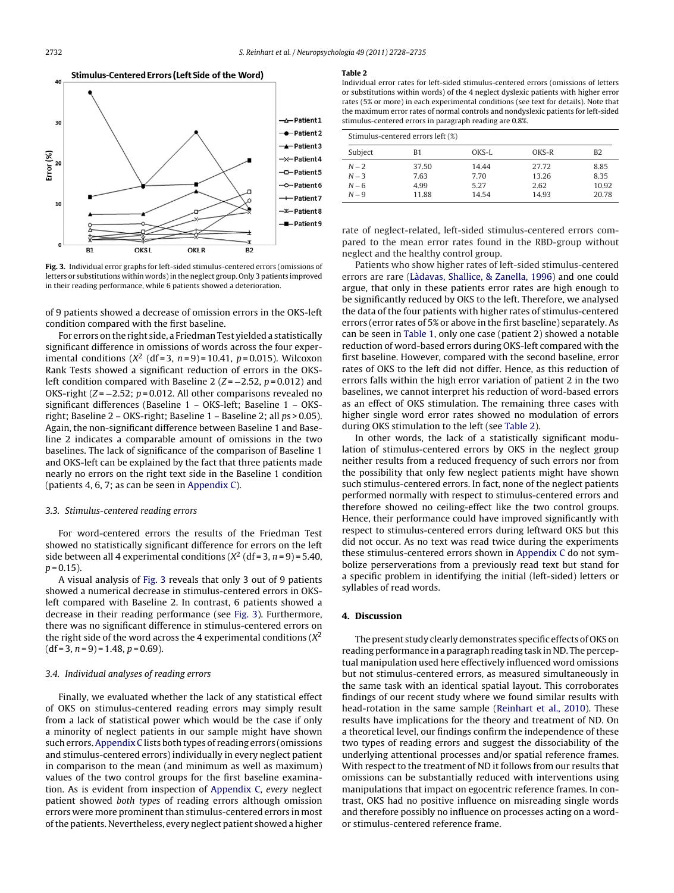Fig. 3. Individual error graphs for left-sided stimulus-centered errors (omissions of letters or substitutions within words) in the neglect group. Only 3 patients improved in their reading performance, while 6 patients showed a deterioration.

of 9 patients showed a decrease of omission errors in the OKS-left condition compared with the first baseline.

For errors on the right side, a Friedman Test yielded a statistically significant difference in omissions of words across the four experimental conditions ($X^2$ (df = 3, $n$ = 9) = 10.41, $p$ = 0.015). Wilcoxon Rank Tests showed a significant reduction of errors in the OKS-left condition compared with Baseline 2 ($Z$ = −2.52, $p$ = 0.012) and OKS-right ($Z$ = −2.52; $p$ = 0.012. All other comparisons revealed no significant differences (Baseline 1 – OKS-left; Baseline 1 – OKS-right; Baseline 2 – OKS-right; Baseline 1 – Baseline 2; all $ps$ > 0.05). Again, the non-significant difference between Baseline 1 and Baseline 2 indicates a comparable amount of omissions in the two baselines. The lack of significance of the comparison of Baseline 1 and OKS-left can be explained by the fact that three patients made nearly no errors on the right text side in the Baseline 1 condition (patients 4, 6, 7; as can be seen in Appendix C).

### 3.3. Stimulus-centered reading errors

For word-centered errors the results of the Friedman Test showed no statistically significant difference for errors on the left side between all 4 experimental conditions ($X^2$ (df = 3, $n$ = 9) = 5.40, $p$ = 0.15).

A visual analysis of Fig. 3 reveals that only 3 out of 9 patients showed a numerical decrease in stimulus-centered errors in OKS-left compared with Baseline 2. In contrast, 6 patients showed a decrease in their reading performance (see Fig. 3). Furthermore, there was no significant difference in stimulus-centered errors on the right side of the word across the 4 experimental conditions ($X^2$ (df = 3, $n$ = 9) = 1.48, $p$ = 0.69).

### 3.4. Individual analyses of reading errors

Finally, we evaluated whether the lack of any statistical effect of OKS on stimulus-centered reading errors may simply result from a lack of statistical power which would be the case if only a minority of neglect patients in our sample might have shown such errors. Appendix C lists both types of reading errors (omissions and stimulus-centered errors) individually in every neglect patient in comparison to the mean (and minimum as well as maximum) values of the two control groups for the first baseline examination. As is evident from inspection of Appendix C, *every* neglect patient showed *both types* of reading errors although omission errors were more prominent than stimulus-centered errors in most of the patients. Nevertheless, every neglect patient showed a higher rate of neglect-related, left-sided stimulus-centered errors compared to the mean error rates found in the RBD-group without neglect and the healthy control group.

Patients who show higher rates of left-sided stimulus-centered errors are rare (Làdavas, Shallice, & Zanella, 1996) and one could argue, that only in these patients error rates are high enough to be significantly reduced by OKS to the left. Therefore, we analysed the data of the four patients with higher rates of stimulus-centered errors (error rates of 5% or above in the first baseline) separately. As can be seen in Table 1, only one case (patient 2) showed a notable reduction of word-based errors during OKS-left compared with the first baseline. However, compared with the second baseline, error rates of OKS to the left did not differ. Hence, as this reduction of errors falls within the high error variation of patient 2 in the two baselines, we cannot interpret his reduction of word-based errors as an effect of OKS stimulation. The remaining three cases with higher single word error rates showed no modulation of errors during OKS stimulation to the left (see Table 2).

**Table 2**
Individual error rates for left-sided stimulus-centered errors (omissions of letters or substitutions within words) of the 4 neglect dyslexic patients with higher error rates (5% or more) in each experimental conditions (see text for details). Note that the maximum error rates of normal controls and nondyslexic patients for left-sided stimulus-centered errors in paragraph reading are 0.8%.

| Stimulus-centered errors left (%) | | | | |
|---|---|---|---|---|
| Subject | B1 | OKS-L | OKS-R | B2 |
| N – 2 | 37.50 | 14.44 | 27.72 | 8.85 |
| N – 3 | 7.63 | 7.70 | 13.26 | 8.35 |
| N – 6 | 4.99 | 5.27 | 2.62 | 10.92 |
| N – 9 | 11.88 | 14.54 | 14.93 | 20.78 |

In other words, the lack of a statistically significant modulation of stimulus-centered errors by OKS in the neglect group neither results from a reduced frequency of such errors nor from the possibility that only few neglect patients might have shown such stimulus-centered errors. In fact, none of the neglect patients performed normally with respect to stimulus-centered errors and therefore showed no ceiling-effect like the two control groups. Hence, their performance could have improved significantly with respect to stimulus-centered errors during leftward OKS but this did not occur. As no text was read twice during the experiments these stimulus-centered errors shown in Appendix C do not symbolize perserverations from a previously read text but stand for a specific problem in identifying the initial (left-sided) letters or syllables of read words.

## 4. Discussion

The present study clearly demonstrates specific effects of OKS on reading performance in a paragraph reading task in ND. The perceptual manipulation used here effectively influenced word omissions but not stimulus-centered errors, as measured simultaneously in the same task with an identical spatial layout. This corroborates findings of our recent study where we found similar results with head-rotation in the same sample (Reinhart et al., 2010). These results have implications for the theory and treatment of ND. On a theoretical level, our findings confirm the independence of these two types of reading errors and suggest the dissociability of the underlying attentional processes and/or spatial reference frames. With respect to the treatment of ND it follows from our results that omissions can be substantially reduced with interventions using manipulations that impact on egocentric reference frames. In contrast, OKS had no positive influence on misreading single words and therefore possibly no influence on processes acting on a word- or stimulus-centered reference frame.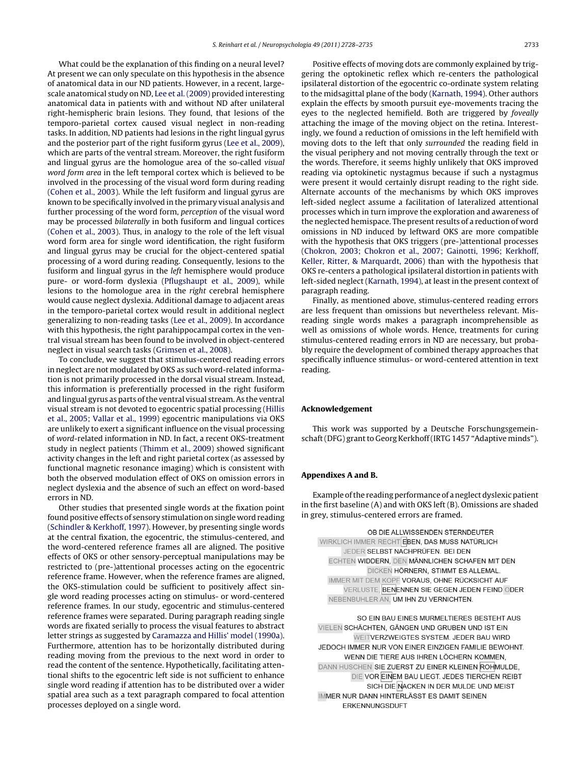What could be the explanation of this finding on a neural level? At present we can only speculate on this hypothesis in the absence of anatomical data in our ND patients. However, in a recent, large-scale anatomical study on ND, Lee et al. (2009) provided interesting anatomical data in patients with and without ND after unilateral right-hemispheric brain lesions. They found, that lesions of the temporo-parietal cortex caused visual neglect in non-reading tasks. In addition, ND patients had lesions in the right lingual gyrus and the posterior part of the right fusiform gyrus (Lee et al., 2009), which are parts of the ventral stream. Moreover, the right fusiform and lingual gyrus are the homologue area of the so-called *visual word form area* in the left temporal cortex which is believed to be involved in the processing of the visual word form during reading (Cohen et al., 2003). While the left fusiform and lingual gyrus are known to be specifically involved in the primary visual analysis and further processing of the word form, *perception* of the visual word may be processed *bilaterally* in both fusiform and lingual cortices (Cohen et al., 2003). Thus, in analogy to the role of the left visual word form area for single word identification, the right fusiform and lingual gyrus may be crucial for the object-centered spatial processing of a word during reading. Consequently, lesions to the fusiform and lingual gyrus in the *left* hemisphere would produce pure- or word-form dyslexia (Pflugshaupt et al., 2009), while lesions to the homologue area in the *right* cerebral hemisphere would cause neglect dyslexia. Additional damage to adjacent areas in the temporo-parietal cortex would result in additional neglect generalizing to non-reading tasks (Lee et al., 2009). In accordance with this hypothesis, the right parahippocampal cortex in the ventral visual stream has been found to be involved in object-centered neglect in visual search tasks (Grimsen et al., 2008).

To conclude, we suggest that stimulus-centered reading errors in neglect are not modulated by OKS as such word-related information is not primarily processed in the dorsal visual stream. Instead, this information is preferentially processed in the right fusiform and lingual gyrus as parts of the ventral visual stream. As the ventral visual stream is not devoted to egocentric spatial processing (Hillis et al., 2005; Vallar et al., 1999) egocentric manipulations via OKS are unlikely to exert a significant influence on the visual processing of *word*-related information in ND. In fact, a recent OKS-treatment study in neglect patients (Thimm et al., 2009) showed significant activity changes in the left and right parietal cortex (as assessed by functional magnetic resonance imaging) which is consistent with both the observed modulation effect of OKS on omission errors in neglect dyslexia and the absence of such an effect on word-based errors in ND.

Other studies that presented single words at the fixation point found positive effects of sensory stimulation on single word reading (Schindler & Kerkhoff, 1997). However, by presenting single words at the central fixation, the egocentric, the stimulus-centered, and the word-centered reference frames all are aligned. The positive effects of OKS or other sensory-perceptual manipulations may be restricted to (pre-)attentional processes acting on the egocentric reference frame. However, when the reference frames are aligned, the OKS-stimulation could be sufficient to positively affect single word reading processes acting on stimulus- or word-centered reference frames. In our study, egocentric and stimulus-centered reference frames were separated. During paragraph reading single words are fixated serially to process the visual features to abstract letter strings as suggested by Caramazza and Hillis' model (1990a). Furthermore, attention has to be horizontally distributed during reading moving from the previous to the next word in order to read the content of the sentence. Hypothetically, facilitating attentional shifts to the egocentric left side is not sufficient to enhance single word reading if attention has to be distributed over a wider spatial area such as a text paragraph compared to focal attention processes deployed on a single word.

Positive effects of moving dots are commonly explained by triggering the optokinetic reflex which re-centers the pathological ipsilateral distortion of the egocentric co-ordinate system relating to the midsagittal plane of the body (Karnath, 1994). Other authors explain the effects by smooth pursuit eye-movements tracing the eyes to the neglected hemifield. Both are triggered by *foveally* attaching the image of the moving object on the retina. Interestingly, we found a reduction of omissions in the left hemifield with moving dots to the left that only *surrounded* the reading field in the visual periphery and not moving centrally through the text or the words. Therefore, it seems highly unlikely that OKS improved reading via optokinetic nystagmus because if such a nystagmus were present it would certainly disrupt reading to the right side. Alternate accounts of the mechanisms by which OKS improves left-sided neglect assume a facilitation of lateralized attentional processes which in turn improve the exploration and awareness of the neglected hemispace. The present results of a reduction of word omissions in ND induced by leftward OKS are more compatible with the hypothesis that OKS triggers (pre-)attentional processes (Chokron, 2003; Chokron et al., 2007; Gainotti, 1996; Kerkhoff, Keller, Ritter, & Marquardt, 2006) than with the hypothesis that OKS re-centers a pathological ipsilateral distortion in patients with left-sided neglect (Karnath, 1994), at least in the present context of paragraph reading.

Finally, as mentioned above, stimulus-centered reading errors are less frequent than omissions but nevertheless relevant. Misreading single words makes a paragraph incomprehensible as well as omissions of whole words. Hence, treatments for curing stimulus-centered reading errors in ND are necessary, but probably require the development of combined therapy approaches that specifically influence stimulus- or word-centered attention in text reading.

## Acknowledgement

This work was supported by a Deutsche Forschungsgemeinschaft (DFG) grant to Georg Kerkhoff (IRTG 1457 "Adaptive minds").

## Appendixes A and B.

Example of the reading performance of a neglect dyslexic patient in the first baseline (A) and with OKS left (B). Omissions are shaded in grey, stimulus-centered errors are framed.

OB DIE ALLWISSENDEN STERNDEUTER
WIRKLICH IMMER RECHT EBEN, DAS MUSS NATÜRLICH
JEDER SELBST NACHPRÜFEN. BEI DEN
ECHTEN WIDDERN, DEN MÄNNLICHEN SCHAFEN MIT DEN
DICKEN HÖRNERN, STIMMT ES ALLEMAL.
IMMER MIT DEM KOPF VORAUS, OHNE RÜCKSICHT AUF
VERLUSTE, BENENNEN SIE GEGEN JEDEN FEIND ODER
NEBENBUHLER AN, UM IHN ZU VERNICHTEN.

SO EIN BAU EINES MURMELTIERES BESTEHT AUS
VIELEN SCHÄCHTEN, GÄNGEN UND GRUBEN UND IST EIN
WEITVERZWEIGTES SYSTEM. JEDER BAU WIRD
JEDOCH IMMER NUR VON EINER EINZIGEN FAMILIE BEWOHNT.
WENN DIE TIERE AUS IHREN LÖCHERN KOMMEN,
DANN HUSCHEN SIE ZUERST ZU EINER KLEINEN ROHMULDE,
DIE VOR EINEM BAU LIEGT. JEDES TIERCHEN REIBT
SICH DIE NACKEN IN DER MULDE UND MEIST
IMMER NUR DANN HINTERLÄSST ES DAMIT SEINEN
ERKENNUNGSDUFT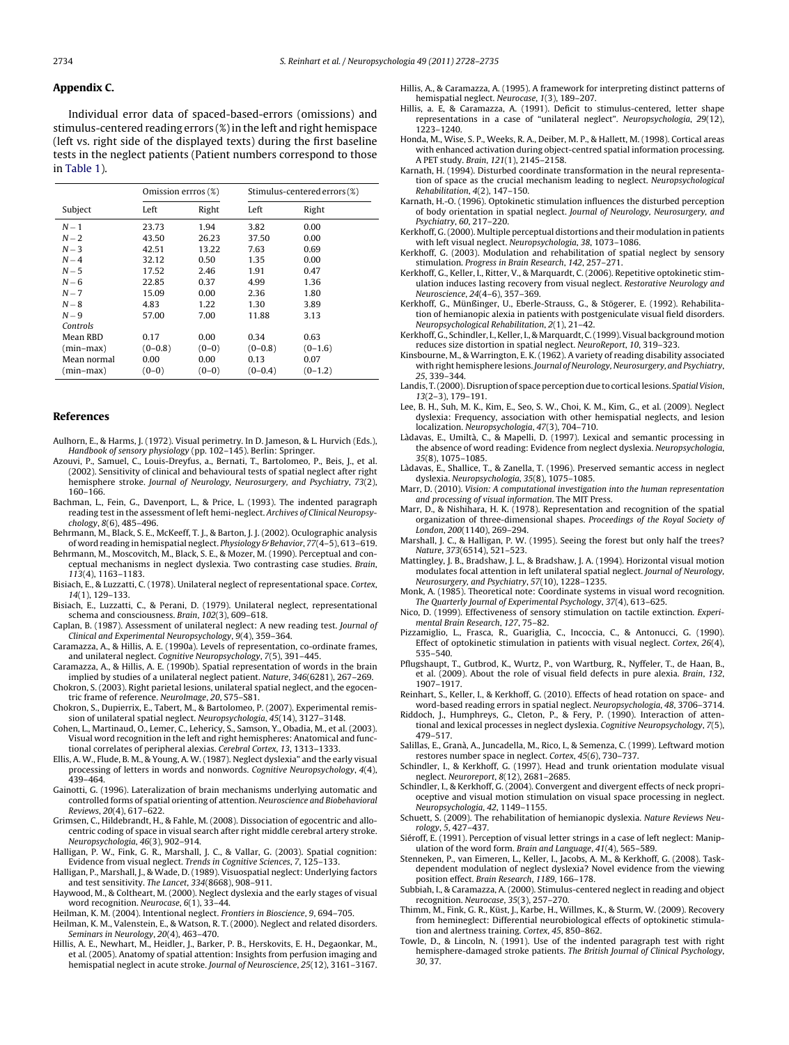## Appendix C.

Individual error data of spaced-based-errors (omissions) and stimulus-centered reading errors (%) in the left and right hemispace (left vs. right side of the displayed texts) during the first baseline tests in the neglect patients (Patient numbers correspond to those in Table 1).

| Subject | Omission erros (%) | | Stimulus-centered errors (%) | |
|---|---|---|---|---|
| | Left | Right | Left | Right |
| N − 1 | 23.73 | 1.94 | 3.82 | 0.00 |
| N − 2 | 43.50 | 26.23 | 37.50 | 0.00 |
| N − 3 | 42.51 | 13.22 | 7.63 | 0.69 |
| N − 4 | 32.12 | 0.50 | 1.35 | 0.00 |
| N − 5 | 17.52 | 2.46 | 1.91 | 0.47 |
| N − 6 | 22.85 | 0.37 | 4.99 | 1.36 |
| N − 7 | 15.09 | 0.00 | 2.36 | 1.80 |
| N − 8 | 4.83 | 1.22 | 1.30 | 3.89 |
| N − 9 | 57.00 | 7.00 | 11.88 | 3.13 |
| *Controls* | | | | |
| Mean RBD | 0.17 | 0.00 | 0.34 | 0.63 |
| (min–max) | (0–0.8) | (0–0) | (0–0.8) | (0–1.6) |
| Mean normal | 0.00 | 0.00 | 0.13 | 0.07 |
| (min–max) | (0–0) | (0–0) | (0–0.4) | (0–1.2) |

## References

Aulhorn, E., & Harms, J. (1972). Visual perimetry. In D. Jameson, & L. Hurvich (Eds.), *Handbook of sensory physiology* (pp. 102–145). Berlin: Springer.

Azouvi, P., Samuel, C., Louis-Dreyfus, a., Bernati, T., Bartolomeo, P., Beis, J., et al. (2002). Sensitivity of clinical and behavioural tests of spatial neglect after right hemisphere stroke. *Journal of Neurology, Neurosurgery, and Psychiatry*, *73*(2), 160–166.

Bachman, L., Fein, G., Davenport, L., & Price, L. (1993). The indented paragraph reading test in the assessment of left hemi-neglect. *Archives of Clinical Neuropsychology*, *8*(6), 485–496.

Behrmann, M., Black, S. E., McKeeff, T. J., & Barton, J. J. (2002). Oculographic analysis of word reading in hemispatial neglect. *Physiology & Behavior*, *77*(4–5), 613–619.

Behrmann, M., Moscovitch, M., Black, S. E., & Mozer, M. (1990). Perceptual and conceptual mechanisms in neglect dyslexia. Two contrasting case studies. *Brain*, *113*(4), 1163–1183.

Bisiach, E., & Luzzatti, C. (1978). Unilateral neglect of representational space. *Cortex*, *14*(1), 129–133.

Bisiach, E., Luzzatti, C., & Perani, D. (1979). Unilateral neglect, representational schema and consciousness. *Brain*, *102*(3), 609–618.

Caplan, B. (1987). Assessment of unilateral neglect: A new reading test. *Journal of Clinical and Experimental Neuropsychology*, *9*(4), 359–364.

Caramazza, A., & Hillis, A. E. (1990a). Levels of representation, co-ordinate frames, and unilateral neglect. *Cognitive Neuropsychology*, *7*(5), 391–445.

Caramazza, A., & Hillis, A. E. (1990b). Spatial representation of words in the brain implied by studies of a unilateral neglect patient. *Nature*, *346*(6281), 267–269.

Chokron, S. (2003). Right parietal lesions, unilateral spatial neglect, and the egocentric frame of reference. *NeuroImage*, *20*, S75–S81.

Chokron, S., Dupierrix, E., Tabert, M., & Bartolomeo, P. (2007). Experimental remission of unilateral spatial neglect. *Neuropsychologia*, *45*(14), 3127–3148.

Cohen, L., Martinaud, O., Lemer, C., Lehericy, S., Samson, Y., Obadia, M., et al. (2003). Visual word recognition in the left and right hemispheres: Anatomical and functional correlates of peripheral alexias. *Cerebral Cortex*, *13*, 1313–1333.

Ellis, A. W., Flude, B. M., & Young, A. W. (1987). Neglect dyslexia" and the early visual processing of letters in words and nonwords. *Cognitive Neuropsychology*, *4*(4), 439–464.

Gainotti, G. (1996). Lateralization of brain mechanisms underlying automatic and controlled forms of spatial orienting of attention. *Neuroscience and Biobehavioral Reviews*, *20*(4), 617–622.

Grimsen, C., Hildebrandt, H., & Fahle, M. (2008). Dissociation of egocentric and allocentric coding of space in visual search after right middle cerebral artery stroke. *Neuropsychologia*, *46*(3), 902–914.

Halligan, P. W., Fink, G. R., Marshall, J. C., & Vallar, G. (2003). Spatial cognition: Evidence from visual neglect. *Trends in Cognitive Sciences*, *7*, 125–133.

Halligan, P., Marshall, J., & Wade, D. (1989). Visuospatial neglect: Underlying factors and test sensitivity. *The Lancet*, *334*(8668), 908–911.

Haywood, M., & Coltheart, M. (2000). Neglect dyslexia and the early stages of visual word recognition. *Neurocase*, *6*(1), 33–44.

Heilman, K. M. (2004). Intentional neglect. *Frontiers in Bioscience*, *9*, 694–705.

Heilman, K. M., Valenstein, E., & Watson, R. T. (2000). Neglect and related disorders. *Seminars in Neurology*, *20*(4), 463–470.

Hillis, A. E., Newhart, M., Heidler, J., Barker, P. B., Herskovits, E. H., Degaonkar, M., et al. (2005). Anatomy of spatial attention: Insights from perfusion imaging and hemispatial neglect in acute stroke. *Journal of Neuroscience*, *25*(12), 3161–3167.

Hillis, A., & Caramazza, A. (1995). A framework for interpreting distinct patterns of hemispatial neglect. *Neurocase*, *1*(3), 189–207.

Hillis, a. E, & Caramazza, A. (1991). Deficit to stimulus-centered, letter shape representations in a case of "unilateral neglect". *Neuropsychologia*, *29*(12), 1223–1240.

Honda, M., Wise, S. P., Weeks, R. A., Deiber, M. P., & Hallett, M. (1998). Cortical areas with enhanced activation during object-centred spatial information processing. A PET study. *Brain*, *121*(1), 2145–2158.

Karnath, H. (1994). Disturbed coordinate transformation in the neural representation of space as the crucial mechanism leading to neglect. *Neuropsychological Rehabilitation*, *4*(2), 147–150.

Karnath, H.-O. (1996). Optokinetic stimulation influences the disturbed perception of body orientation in spatial neglect. *Journal of Neurology, Neurosurgery, and Psychiatry*, *60*, 217–220.

Kerkhoff, G. (2000). Multiple perceptual distortions and their modulation in patients with left visual neglect. *Neuropsychologia*, *38*, 1073–1086.

Kerkhoff, G. (2003). Modulation and rehabilitation of spatial neglect by sensory stimulation. *Progress in Brain Research*, *142*, 257–271.

Kerkhoff, G., Keller, I., Ritter, V., & Marquardt, C. (2006). Repetitive optokinetic stimulation induces lasting recovery from visual neglect. *Restorative Neurology and Neuroscience*, *24*(4–6), 357–369.

Kerkhoff, G., Münßinger, U., Eberle-Strauss, G., & Stögerer, E. (1992). Rehabilitation of hemianopic alexia in patients with postgeniculate visual field disorders. *Neuropsychological Rehabilitation*, *2*(1), 21–42.

Kerkhoff, G., Schindler, I., Keller, I., & Marquardt, C. (1999). Visual background motion reduces size distortion in spatial neglect. *NeuroReport*, *10*, 319–323.

Kinsbourne, M., & Warrington, E. K. (1962). A variety of reading disability associated with right hemisphere lesions. *Journal of Neurology, Neurosurgery, and Psychiatry*, *25*, 339–344.

Landis, T. (2000). Disruption of space perception due to cortical lesions. *Spatial Vision*, *13*(2–3), 179–191.

Lee, B. H., Suh, M. K., Kim, E., Seo, S. W., Choi, K. M., Kim, G., et al. (2009). Neglect dyslexia: Frequency, association with other hemispatial neglects, and lesion localization. *Neuropsychologia*, *47*(3), 704–710.

Làdavas, E., Umiltà, C., & Mapelli, D. (1997). Lexical and semantic processing in the absence of word reading: Evidence from neglect dyslexia. *Neuropsychologia*, *35*(8), 1075–1085.

Làdavas, E., Shallice, T., & Zanella, T. (1996). Preserved semantic access in neglect dyslexia. *Neuropsychologia*, *35*(8), 1075–1085.

Marr, D. (2010). *Vision: A computational investigation into the human representation and processing of visual information*. The MIT Press.

Marr, D., & Nishihara, H. K. (1978). Representation and recognition of the spatial organization of three-dimensional shapes. *Proceedings of the Royal Society of London*, *200*(1140), 269–294.

Marshall, J. C., & Halligan, P. W. (1995). Seeing the forest but only half the trees? *Nature*, *373*(6514), 521–523.

Mattingley, J. B., Bradshaw, J. L., & Bradshaw, J. A. (1994). Horizontal visual motion modulates focal attention in left unilateral spatial neglect. *Journal of Neurology, Neurosurgery, and Psychiatry*, *57*(10), 1228–1235.

Monk, A. (1985). Theoretical note: Coordinate systems in visual word recognition. *The Quarterly Journal of Experimental Psychology*, *37*(4), 613–625.

Nico, D. (1999). Effectiveness of sensory stimulation on tactile extinction. *Experimental Brain Research*, *127*, 75–82.

Pizzamiglio, L., Frasca, R., Guariglia, C., Incoccia, C., & Antonucci, G. (1990). Effect of optokinetic stimulation in patients with visual neglect. *Cortex*, *26*(4), 535–540.

Pflugshaupt, T., Gutbrod, K., Wurtz, P., von Wartburg, R., Nyffeler, T., de Haan, B., et al. (2009). About the role of visual field defects in pure alexia. *Brain*, *132*, 1907–1917.

Reinhart, S., Keller, I., & Kerkhoff, G. (2010). Effects of head rotation on space- and word-based reading errors in spatial neglect. *Neuropsychologia*, *48*, 3706–3714.

Riddoch, J., Humphreys, G., Cleton, P., & Fery, P. (1990). Interaction of attentional and lexical processes in neglect dyslexia. *Cognitive Neuropsychology*, *7*(5), 479–517.

Salillas, E., Granà, A., Juncadella, M., Rico, I., & Semenza, C. (1999). Leftward motion restores number space in neglect. *Cortex*, *45*(6), 730–737.

Schindler, I., & Kerkhoff, G. (1997). Head and trunk orientation modulate visual neglect. *Neuroreport*, *8*(12), 2681–2685.

Schindler, I., & Kerkhoff, G. (2004). Convergent and divergent effects of neck proprioceptive and visual motion stimulation on visual space processing in neglect. *Neuropsychologia*, *42*, 1149–1155.

Schuett, S. (2009). The rehabilitation of hemianopic dyslexia. *Nature Reviews Neurology*, *5*, 427–437.

Siéroff, E. (1991). Perception of visual letter strings in a case of left neglect: Manipulation of the word form. *Brain and Language*, *41*(4), 565–589.

Stenneken, P., van Eimeren, L., Keller, I., Jacobs, A. M., & Kerkhoff, G. (2008). Task-dependent modulation of neglect dyslexia? Novel evidence from the viewing position effect. *Brain Research*, *1189*, 166–178.

Subbiah, I., & Caramazza, A. (2000). Stimulus-centered neglect in reading and object recognition. *Neurocase*, *35*(3), 257–270.

Thimm, M., Fink, G. R., Küst, J., Karbe, H., Willmes, K., & Sturm, W. (2009). Recovery from hemineglect: Differential neurobiological effects of optokinetic stimulation and alertness training. *Cortex*, *45*, 850–862.

Towle, D., & Lincoln, N. (1991). Use of the indented paragraph test with right hemisphere-damaged stroke patients. *The British Journal of Clinical Psychology*, *30*, 37.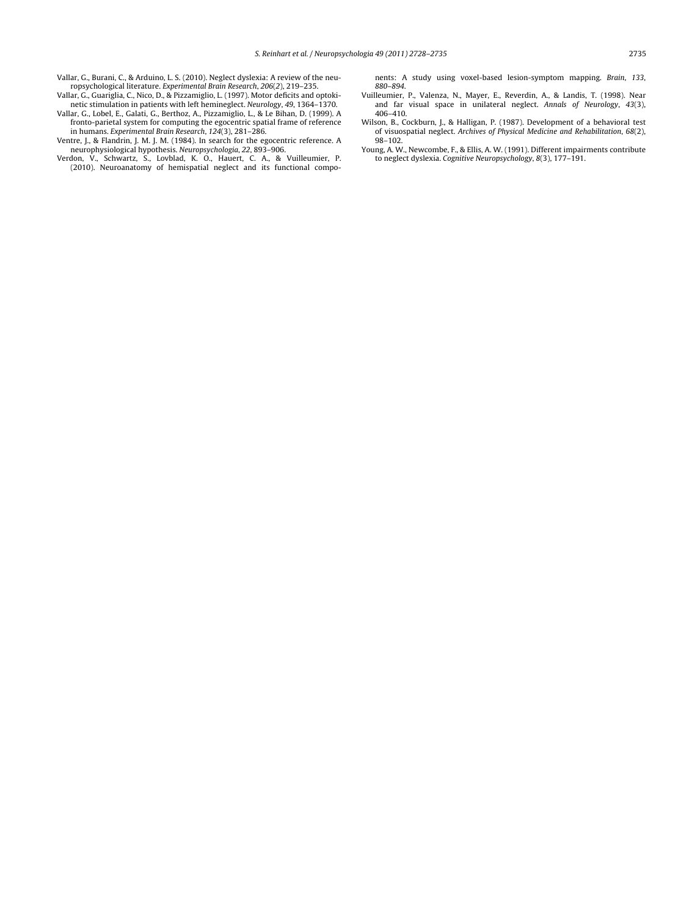Vallar, G., Burani, C., & Arduino, L. S. (2010). Neglect dyslexia: A review of the neuropsychological literature. *Experimental Brain Research*, *206*(2), 219–235.

Vallar, G., Guariglia, C., Nico, D., & Pizzamiglio, L. (1997). Motor deficits and optokinetic stimulation in patients with left hemineglect. *Neurology*, *49*, 1364–1370.

Vallar, G., Lobel, E., Galati, G., Berthoz, A., Pizzamiglio, L., & Le Bihan, D. (1999). A fronto-parietal system for computing the egocentric spatial frame of reference in humans. *Experimental Brain Research*, *124*(3), 281–286.

Ventre, J., & Flandrin, J. M. J. M. (1984). In search for the egocentric reference. A neurophysiological hypothesis. *Neuropsychologia*, *22*, 893–906.

Verdon, V., Schwartz, S., Lovblad, K. O., Hauert, C. A., & Vuilleumier, P. (2010). Neuroanatomy of hemispatial neglect and its functional components: A study using voxel-based lesion-symptom mapping. *Brain*, *133*, *880–894*.

Vuilleumier, P., Valenza, N., Mayer, E., Reverdin, A., & Landis, T. (1998). Near and far visual space in unilateral neglect. *Annals of Neurology*, *43*(3), 406–410.

Wilson, B., Cockburn, J., & Halligan, P. (1987). Development of a behavioral test of visuospatial neglect. *Archives of Physical Medicine and Rehabilitation*, *68*(2), 98–102.

Young, A. W., Newcombe, F., & Ellis, A. W. (1991). Different impairments contribute to neglect dyslexia. *Cognitive Neuropsychology*, *8*(3), 177–191.